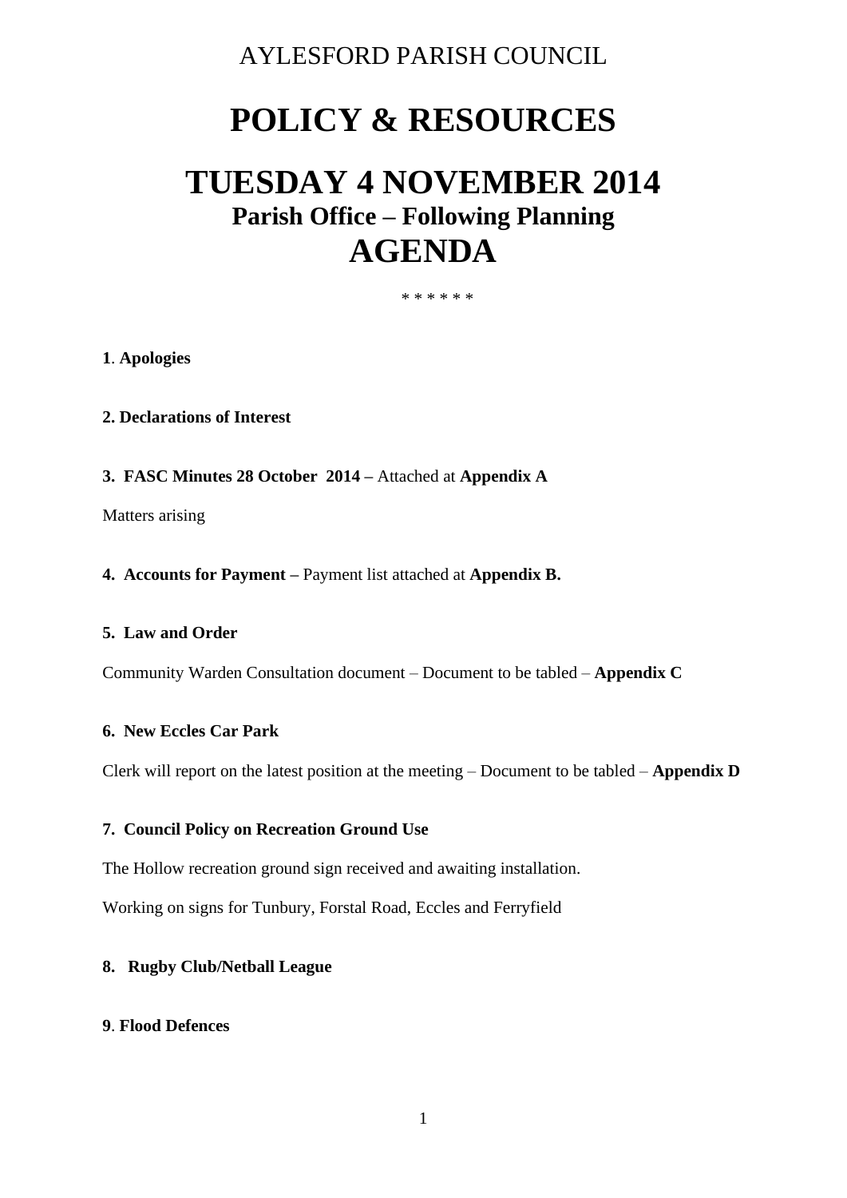AYLESFORD PARISH COUNCIL

# POLICY & RESOURCES

# TUESDAY 4 NOVEMBER 2014

### Parish Office – Following Planning

# AGENDA

* * * * * *

**1**. **Apologies**

**2. Declarations of Interest**

**3. FASC Minutes 28 October 2014 –** Attached at **Appendix A**

Matters arising

**4. Accounts for Payment –** Payment list attached at **Appendix B.**

**5. Law and Order**

Community Warden Consultation document – Document to be tabled – **Appendix C**

**6. New Eccles Car Park**

Clerk will report on the latest position at the meeting – Document to be tabled – **Appendix D**

**7. Council Policy on Recreation Ground Use**

The Hollow recreation ground sign received and awaiting installation.

Working on signs for Tunbury, Forstal Road, Eccles and Ferryfield

**8. Rugby Club/Netball League**

**9**. **Flood Defences**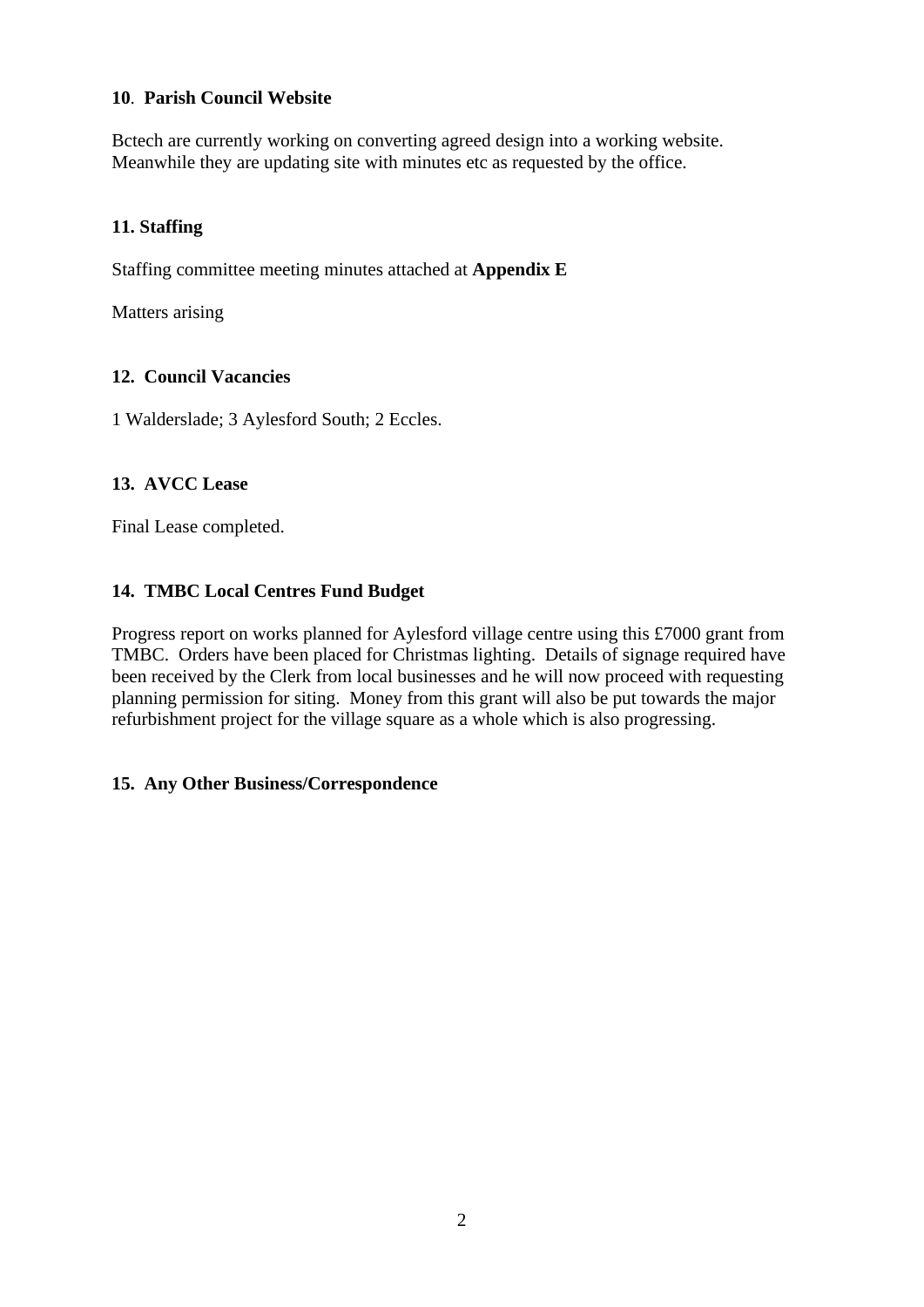**10**. **Parish Council Website**

Bctech are currently working on converting agreed design into a working website. Meanwhile they are updating site with minutes etc as requested by the office.

**11. Staffing**

Staffing committee meeting minutes attached at **Appendix E**

Matters arising

**12. Council Vacancies**

1 Walderslade; 3 Aylesford South; 2 Eccles.

**13. AVCC Lease**

Final Lease completed.

**14. TMBC Local Centres Fund Budget**

Progress report on works planned for Aylesford village centre using this £7000 grant from TMBC. Orders have been placed for Christmas lighting. Details of signage required have been received by the Clerk from local businesses and he will now proceed with requesting planning permission for siting. Money from this grant will also be put towards the major refurbishment project for the village square as a whole which is also progressing.

**15. Any Other Business/Correspondence**